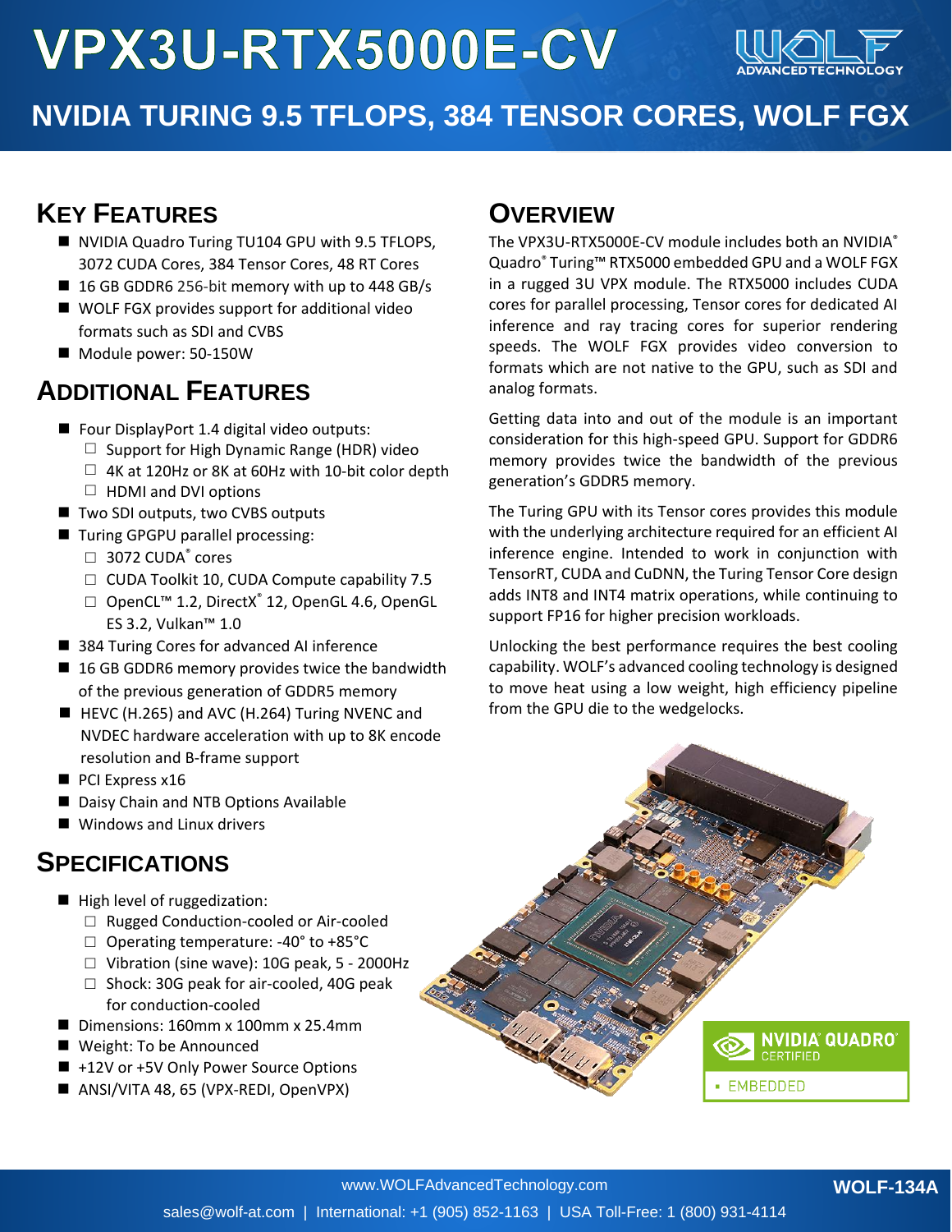# VPX3U-RTX5000E-CV

## NVIDIA TURING 9.5 TFLOPS, 384 TENSOR CORES, WOLF FGX

## KEY FEATURES

- NVIDIA Quadro Turing TU104 GPU with 9.5 TFLOPS, 3072 CUDA Cores, 384 Tensor Cores, 48 RT Cores
- 16 GB GDDR6 256-bit memory with up to 448 GB/s
- WOLF FGX provides support for additional video formats such as SDI and CVBS
- Module power: 50-150W

## ADDITIONAL FEATURES

- Four DisplayPort 1.4 digital video outputs:
  - Support for High Dynamic Range (HDR) video
  - 4K at 120Hz or 8K at 60Hz with 10-bit color depth
  - HDMI and DVI options
- Two SDI outputs, two CVBS outputs
- Turing GPGPU parallel processing:
  - 3072 CUDA® cores
  - CUDA Toolkit 10, CUDA Compute capability 7.5
  - OpenCL™ 1.2, DirectX® 12, OpenGL 4.6, OpenGL ES 3.2, Vulkan™ 1.0
- 384 Turing Cores for advanced AI inference
- 16 GB GDDR6 memory provides twice the bandwidth of the previous generation of GDDR5 memory
- HEVC (H.265) and AVC (H.264) Turing NVENC and NVDEC hardware acceleration with up to 8K encode resolution and B-frame support
- PCI Express x16
- Daisy Chain and NTB Options Available
- Windows and Linux drivers

## SPECIFICATIONS

- High level of ruggedization:
  - Rugged Conduction-cooled or Air-cooled
  - Operating temperature: -40° to +85°C
  - Vibration (sine wave): 10G peak, 5 - 2000Hz
  - Shock: 30G peak for air-cooled, 40G peak for conduction-cooled
- Dimensions: 160mm x 100mm x 25.4mm
- Weight: To be Announced
- +12V or +5V Only Power Source Options
- ANSI/VITA 48, 65 (VPX-REDI, OpenVPX)

## OVERVIEW

The VPX3U-RTX5000E-CV module includes both an NVIDIA® Quadro® Turing™ RTX5000 embedded GPU and a WOLF FGX in a rugged 3U VPX module. The RTX5000 includes CUDA cores for parallel processing, Tensor cores for dedicated AI inference and ray tracing cores for superior rendering speeds. The WOLF FGX provides video conversion to formats which are not native to the GPU, such as SDI and analog formats.

Getting data into and out of the module is an important consideration for this high-speed GPU. Support for GDDR6 memory provides twice the bandwidth of the previous generation's GDDR5 memory.

The Turing GPU with its Tensor cores provides this module with the underlying architecture required for an efficient AI inference engine. Intended to work in conjunction with TensorRT, CUDA and CuDNN, the Turing Tensor Core design adds INT8 and INT4 matrix operations, while continuing to support FP16 for higher precision workloads.

Unlocking the best performance requires the best cooling capability. WOLF's advanced cooling technology is designed to move heat using a low weight, high efficiency pipeline from the GPU die to the wedgelocks.

NVIDIA QUADRO® CERTIFIED
▪ EMBEDDED

www.WOLFAdvancedTechnology.com

sales@wolf-at.com | International: +1 (905) 852-1163 | USA Toll-Free: 1 (800) 931-4114

WOLF-134A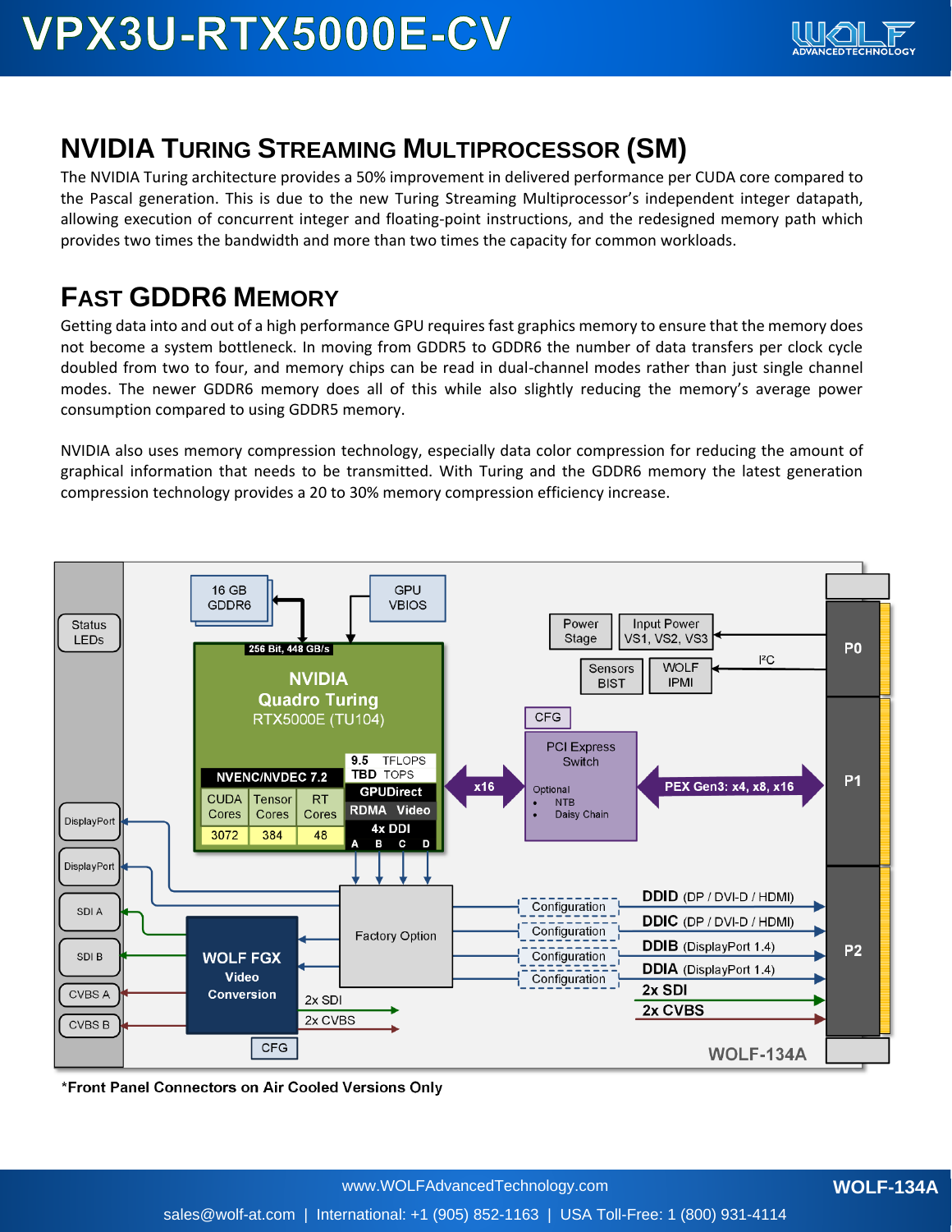## NVIDIA Turing Streaming Multiprocessor (SM)

The NVIDIA Turing architecture provides a 50% improvement in delivered performance per CUDA core compared to the Pascal generation. This is due to the new Turing Streaming Multiprocessor's independent integer datapath, allowing execution of concurrent integer and floating-point instructions, and the redesigned memory path which provides two times the bandwidth and more than two times the capacity for common workloads.

## Fast GDDR6 Memory

Getting data into and out of a high performance GPU requires fast graphics memory to ensure that the memory does not become a system bottleneck. In moving from GDDR5 to GDDR6 the number of data transfers per clock cycle doubled from two to four, and memory chips can be read in dual-channel modes rather than just single channel modes. The newer GDDR6 memory does all of this while also slightly reducing the memory's average power consumption compared to using GDDR5 memory.

NVIDIA also uses memory compression technology, especially data color compression for reducing the amount of graphical information that needs to be transmitted. With Turing and the GDDR6 memory the latest generation compression technology provides a 20 to 30% memory compression efficiency increase.

*Front Panel Connectors on Air Cooled Versions Only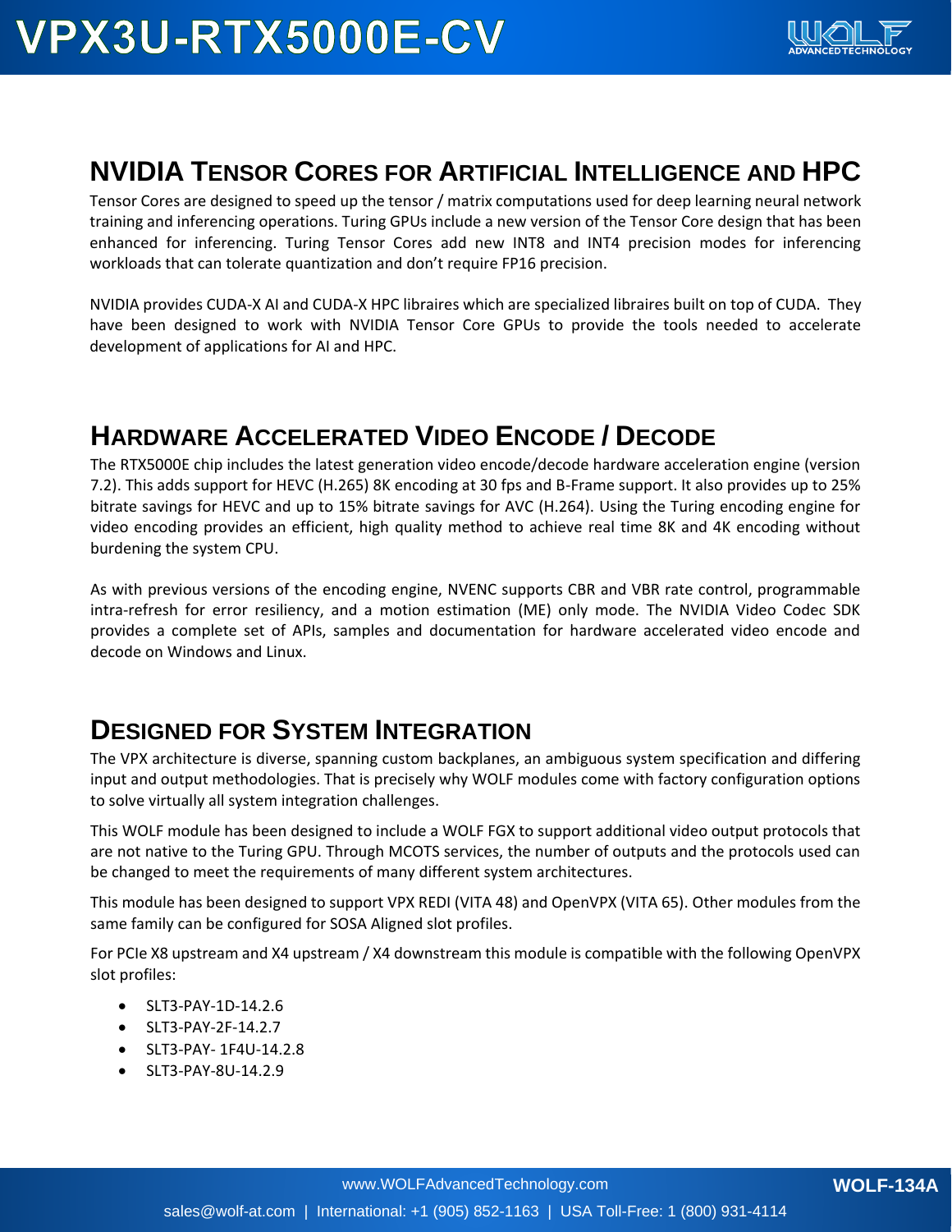## NVIDIA Tensor Cores for Artificial Intelligence and HPC

Tensor Cores are designed to speed up the tensor / matrix computations used for deep learning neural network training and inferencing operations. Turing GPUs include a new version of the Tensor Core design that has been enhanced for inferencing. Turing Tensor Cores add new INT8 and INT4 precision modes for inferencing workloads that can tolerate quantization and don't require FP16 precision.

NVIDIA provides CUDA-X AI and CUDA-X HPC libraires which are specialized libraires built on top of CUDA. They have been designed to work with NVIDIA Tensor Core GPUs to provide the tools needed to accelerate development of applications for AI and HPC.

## Hardware Accelerated Video Encode / Decode

The RTX5000E chip includes the latest generation video encode/decode hardware acceleration engine (version 7.2). This adds support for HEVC (H.265) 8K encoding at 30 fps and B-Frame support. It also provides up to 25% bitrate savings for HEVC and up to 15% bitrate savings for AVC (H.264). Using the Turing encoding engine for video encoding provides an efficient, high quality method to achieve real time 8K and 4K encoding without burdening the system CPU.

As with previous versions of the encoding engine, NVENC supports CBR and VBR rate control, programmable intra-refresh for error resiliency, and a motion estimation (ME) only mode. The NVIDIA Video Codec SDK provides a complete set of APIs, samples and documentation for hardware accelerated video encode and decode on Windows and Linux.

## Designed for System Integration

The VPX architecture is diverse, spanning custom backplanes, an ambiguous system specification and differing input and output methodologies. That is precisely why WOLF modules come with factory configuration options to solve virtually all system integration challenges.

This WOLF module has been designed to include a WOLF FGX to support additional video output protocols that are not native to the Turing GPU. Through MCOTS services, the number of outputs and the protocols used can be changed to meet the requirements of many different system architectures.

This module has been designed to support VPX REDI (VITA 48) and OpenVPX (VITA 65). Other modules from the same family can be configured for SOSA Aligned slot profiles.

For PCIe X8 upstream and X4 upstream / X4 downstream this module is compatible with the following OpenVPX slot profiles:

- SLT3-PAY-1D-14.2.6
- SLT3-PAY-2F-14.2.7
- SLT3-PAY- 1F4U-14.2.8
- SLT3-PAY-8U-14.2.9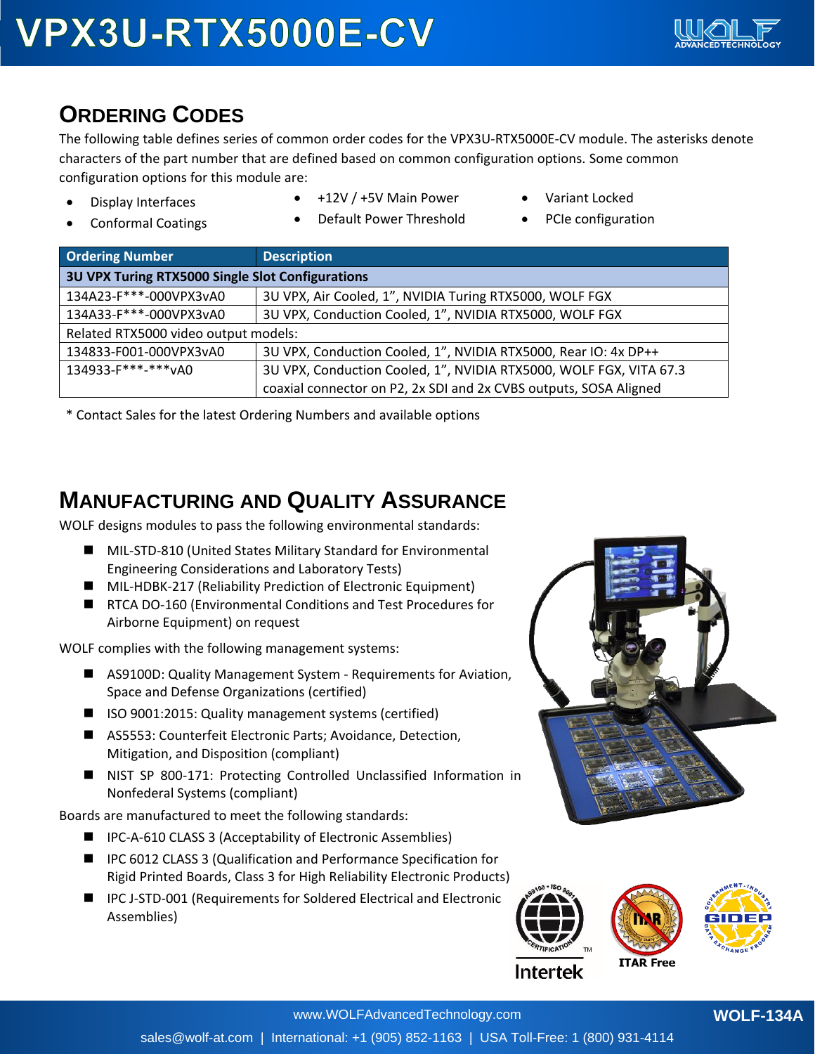# VPX3U-RTX5000E-CV

## Ordering Codes

The following table defines series of common order codes for the VPX3U-RTX5000E-CV module. The asterisks denote characters of the part number that are defined based on common configuration options. Some common configuration options for this module are:

- Display Interfaces
- Conformal Coatings
- +12V / +5V Main Power
- Default Power Threshold
- Variant Locked
- PCIe configuration

| Ordering Number | Description |
| --- | --- |
| **3U VPX Turing RTX5000 Single Slot Configurations** | |
| 134A23-F***-000VPX3vA0 | 3U VPX, Air Cooled, 1”, NVIDIA Turing RTX5000, WOLF FGX |
| 134A33-F***-000VPX3vA0 | 3U VPX, Conduction Cooled, 1”, NVIDIA RTX5000, WOLF FGX |
| Related RTX5000 video output models: | |
| 134833-F001-000VPX3vA0 | 3U VPX, Conduction Cooled, 1”, NVIDIA RTX5000, Rear IO: 4x DP++ |
| 134933-F***-***vA0 | 3U VPX, Conduction Cooled, 1”, NVIDIA RTX5000, WOLF FGX, VITA 67.3 coaxial connector on P2, 2x SDI and 2x CVBS outputs, SOSA Aligned |

\* Contact Sales for the latest Ordering Numbers and available options

## Manufacturing and Quality Assurance

WOLF designs modules to pass the following environmental standards:

- MIL-STD-810 (United States Military Standard for Environmental Engineering Considerations and Laboratory Tests)
- MIL-HDBK-217 (Reliability Prediction of Electronic Equipment)
- RTCA DO-160 (Environmental Conditions and Test Procedures for Airborne Equipment) on request

WOLF complies with the following management systems:

- AS9100D: Quality Management System - Requirements for Aviation, Space and Defense Organizations (certified)
- ISO 9001:2015: Quality management systems (certified)
- AS5553: Counterfeit Electronic Parts; Avoidance, Detection, Mitigation, and Disposition (compliant)
- NIST SP 800-171: Protecting Controlled Unclassified Information in Nonfederal Systems (compliant)

Boards are manufactured to meet the following standards:

- IPC-A-610 CLASS 3 (Acceptability of Electronic Assemblies)
- IPC 6012 CLASS 3 (Qualification and Performance Specification for Rigid Printed Boards, Class 3 for High Reliability Electronic Products)
- IPC J-STD-001 (Requirements for Soldered Electrical and Electronic Assemblies)

ITAR Free

www.WOLFAdvancedTechnology.com

sales@wolf-at.com | International: +1 (905) 852-1163 | USA Toll-Free: 1 (800) 931-4114